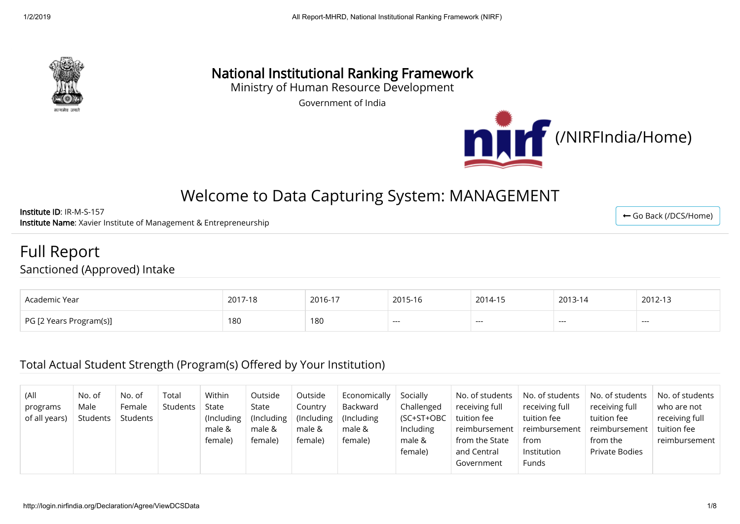# National Institutional Ranking Framework

Ministry of Human Resource Development

Government of India

(/NIRFIndia/Home)

## Welcome to Data Capturing System: MANAGEMENT

**Institute ID**: IR-M-S-157

**Institute Name**: Xavier Institute of Management & Entrepreneurship

← Go Back (/DCS/Home)

# Full Report

## Sanctioned (Approved) Intake

| Academic Year | 2017-18 | 2016-17 | 2015-16 | 2014-15 | 2013-14 | 2012-13 |
|---|---|---|---|---|---|---|
| PG [2 Years Program(s)] | 180 | 180 | --- | --- | --- | --- |

## Total Actual Student Strength (Program(s) Offered by Your Institution)

| (All programs of all years) | No. of Male Students | No. of Female Students | Total Students | Within State (Including male & female) | Outside State (Including male & female) | Outside Country (Including male & female) | Economically Backward (Including male & female) | Socially Challenged (SC+ST+OBC Including male & female) | No. of students receiving full tuition fee reimbursement from the State and Central Government | No. of students receiving full tuition fee reimbursement from Institution Funds | No. of students receiving full tuition fee reimbursement from the Private Bodies | No. of students who are not receiving full tuition fee reimbursement |
|---|---|---|---|---|---|---|---|---|---|---|---|---|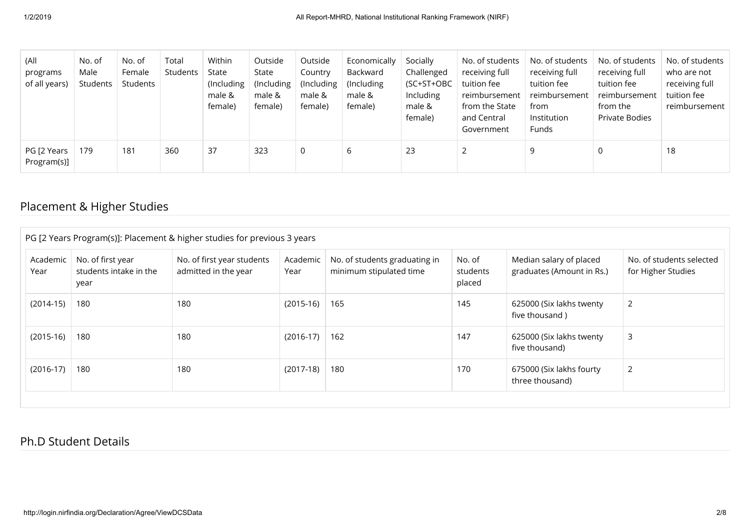| (All programs of all years) | No. of Male Students | No. of Female Students | Total Students | Within State (Including male & female) | Outside State (Including male & female) | Outside Country (Including male & female) | Economically Backward (Including male & female) | Socially Challenged (SC+ST+OBC Including male & female) | No. of students receiving full tuition fee reimbursement from the State and Central Government | No. of students receiving full tuition fee reimbursement from Institution Funds | No. of students receiving full tuition fee reimbursement from the Private Bodies | No. of students who are not receiving full tuition fee reimbursement |
|---|---|---|---|---|---|---|---|---|---|---|---|---|
| PG [2 Years Program(s)] | 179 | 181 | 360 | 37 | 323 | 0 | 6 | 23 | 2 | 9 | 0 | 18 |

## Placement & Higher Studies

PG [2 Years Program(s)]: Placement & higher studies for previous 3 years

| Academic Year | No. of first year students intake in the year | No. of first year students admitted in the year | Academic Year | No. of students graduating in minimum stipulated time | No. of students placed | Median salary of placed graduates (Amount in Rs.) | No. of students selected for Higher Studies |
|---|---|---|---|---|---|---|---|
| (2014-15) | 180 | 180 | (2015-16) | 165 | 145 | 625000 (Six lakhs twenty five thousand ) | 2 |
| (2015-16) | 180 | 180 | (2016-17) | 162 | 147 | 625000 (Six lakhs twenty five thousand) | 3 |
| (2016-17) | 180 | 180 | (2017-18) | 180 | 170 | 675000 (Six lakhs fourty three thousand) | 2 |

## Ph.D Student Details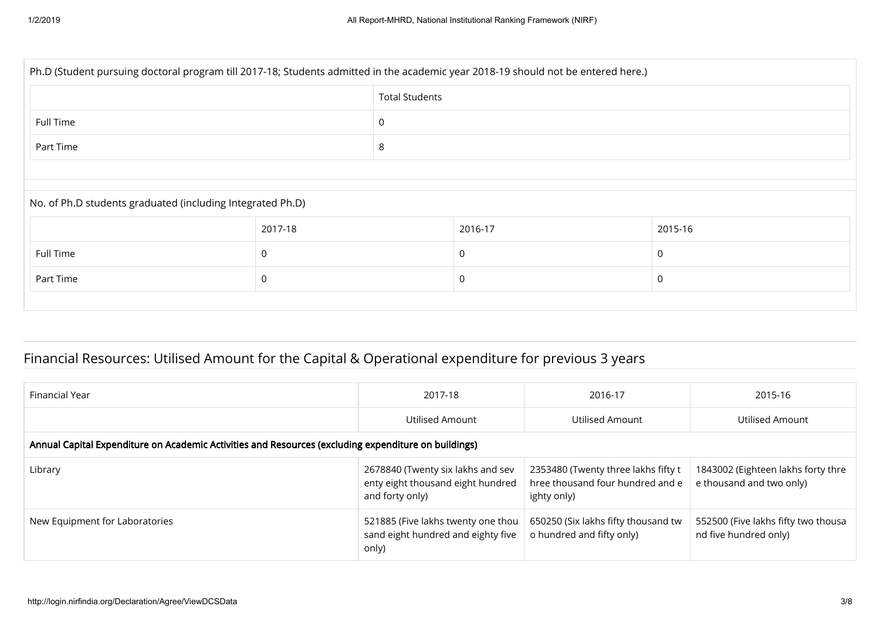Ph.D (Student pursuing doctoral program till 2017-18; Students admitted in the academic year 2018-19 should not be entered here.)

| | Total Students |
|---|---|
| Full Time | 0 |
| Part Time | 8 |

No. of Ph.D students graduated (including Integrated Ph.D)

| | 2017-18 | 2016-17 | 2015-16 |
|---|---|---|---|
| Full Time | 0 | 0 | 0 |
| Part Time | 0 | 0 | 0 |

## Financial Resources: Utilised Amount for the Capital & Operational expenditure for previous 3 years

| Financial Year | 2017-18 | 2016-17 | 2015-16 |
|---|---|---|---|
| | Utilised Amount | Utilised Amount | Utilised Amount |
| **Annual Capital Expenditure on Academic Activities and Resources (excluding expenditure on buildings)** | | | |
| Library | 2678840 (Twenty six lakhs and seventy eight thousand eight hundred and forty only) | 2353480 (Twenty three lakhs fifty three thousand four hundred and eighty only) | 1843002 (Eighteen lakhs forty three thousand and two only) |
| New Equipment for Laboratories | 521885 (Five lakhs twenty one thousand eight hundred and eighty five only) | 650250 (Six lakhs fifty thousand two hundred and fifty only) | 552500 (Five lakhs fifty two thousand five hundred only) |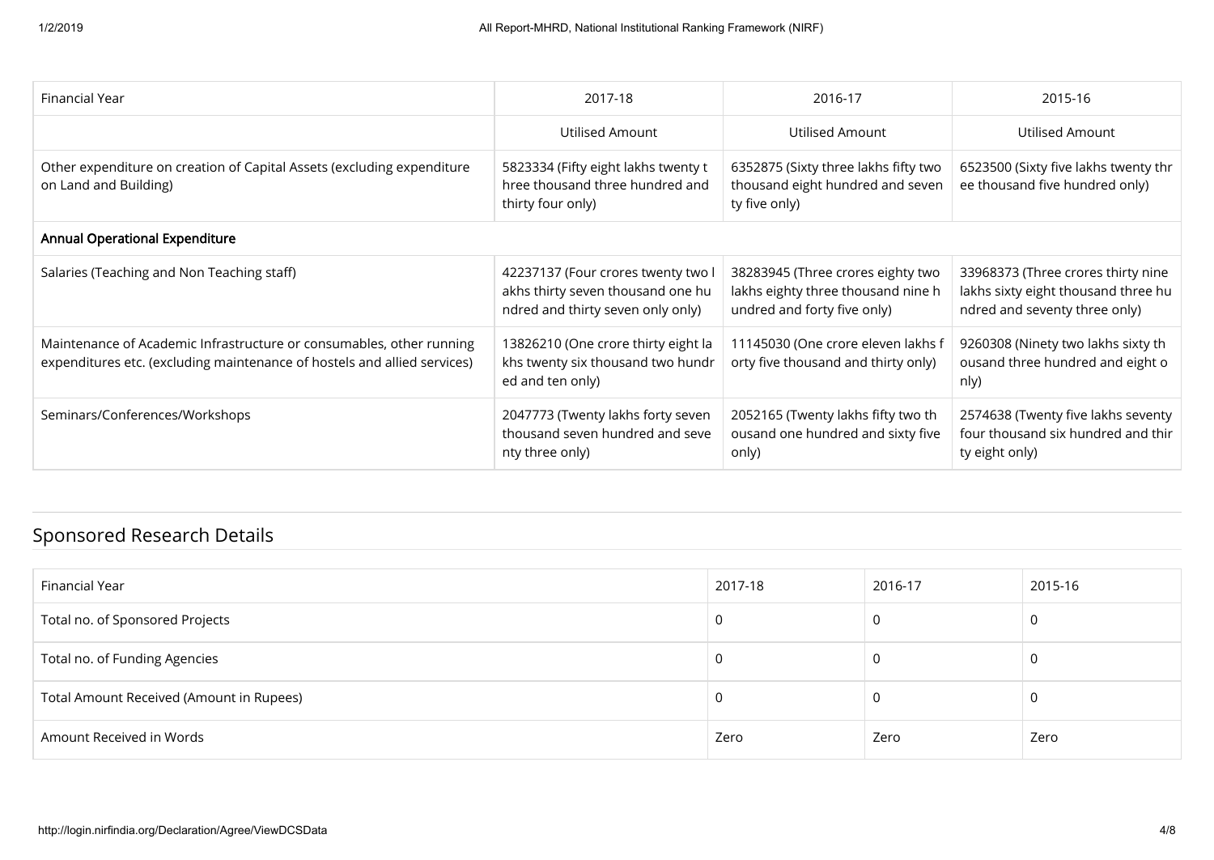| Financial Year | 2017-18 | 2016-17 | 2015-16 |
|---|---|---|---|
| | Utilised Amount | Utilised Amount | Utilised Amount |
| Other expenditure on creation of Capital Assets (excluding expenditure on Land and Building) | 5823334 (Fifty eight lakhs twenty three thousand three hundred and thirty four only) | 6352875 (Sixty three lakhs fifty two thousand eight hundred and seventy five only) | 6523500 (Sixty five lakhs twenty three thousand five hundred only) |
| **Annual Operational Expenditure** | | | |
| Salaries (Teaching and Non Teaching staff) | 42237137 (Four crores twenty two lakhs thirty seven thousand one hundred and thirty seven only only) | 38283945 (Three crores eighty two lakhs eighty three thousand nine hundred and forty five only) | 33968373 (Three crores thirty nine lakhs sixty eight thousand three hundred and seventy three only) |
| Maintenance of Academic Infrastructure or consumables, other running expenditures etc. (excluding maintenance of hostels and allied services) | 13826210 (One crore thirty eight lakhs twenty six thousand two hundred and ten only) | 11145030 (One crore eleven lakhs forty five thousand and thirty only) | 9260308 (Ninety two lakhs sixty thousand three hundred and eight only) |
| Seminars/Conferences/Workshops | 2047773 (Twenty lakhs forty seven thousand seven hundred and seventy three only) | 2052165 (Twenty lakhs fifty two thousand one hundred and sixty five only) | 2574638 (Twenty five lakhs seventy four thousand six hundred and thirty eight only) |

## Sponsored Research Details

| Financial Year | 2017-18 | 2016-17 | 2015-16 |
|---|---|---|---|
| Total no. of Sponsored Projects | 0 | 0 | 0 |
| Total no. of Funding Agencies | 0 | 0 | 0 |
| Total Amount Received (Amount in Rupees) | 0 | 0 | 0 |
| Amount Received in Words | Zero | Zero | Zero |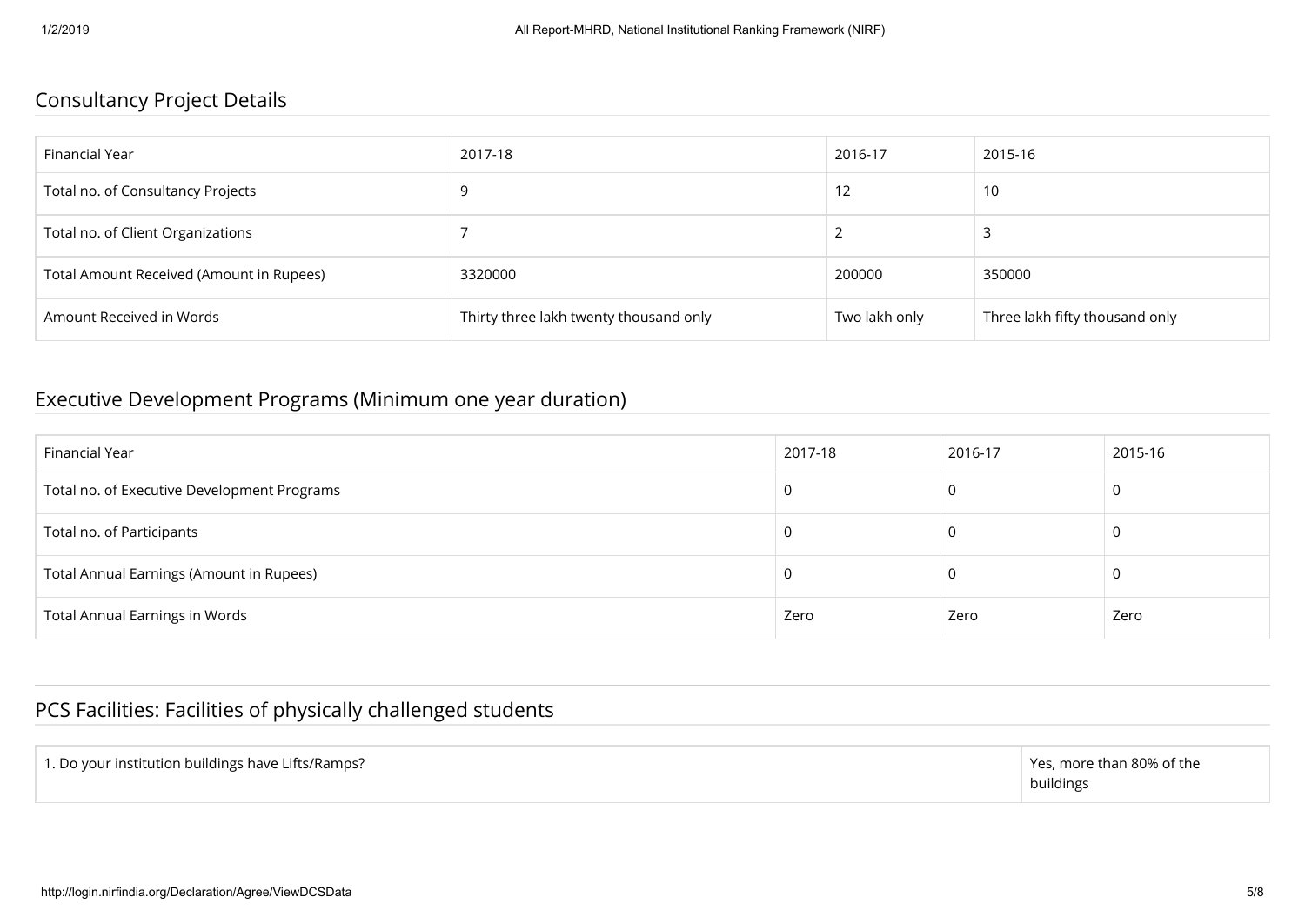## Consultancy Project Details

| Financial Year | 2017-18 | 2016-17 | 2015-16 |
|---|---|---|---|
| Total no. of Consultancy Projects | 9 | 12 | 10 |
| Total no. of Client Organizations | 7 | 2 | 3 |
| Total Amount Received (Amount in Rupees) | 3320000 | 200000 | 350000 |
| Amount Received in Words | Thirty three lakh twenty thousand only | Two lakh only | Three lakh fifty thousand only |

## Executive Development Programs (Minimum one year duration)

| Financial Year | 2017-18 | 2016-17 | 2015-16 |
|---|---|---|---|
| Total no. of Executive Development Programs | 0 | 0 | 0 |
| Total no. of Participants | 0 | 0 | 0 |
| Total Annual Earnings (Amount in Rupees) | 0 | 0 | 0 |
| Total Annual Earnings in Words | Zero | Zero | Zero |

## PCS Facilities: Facilities of physically challenged students

| | |
|---|---|
| 1. Do your institution buildings have Lifts/Ramps? | Yes, more than 80% of the buildings |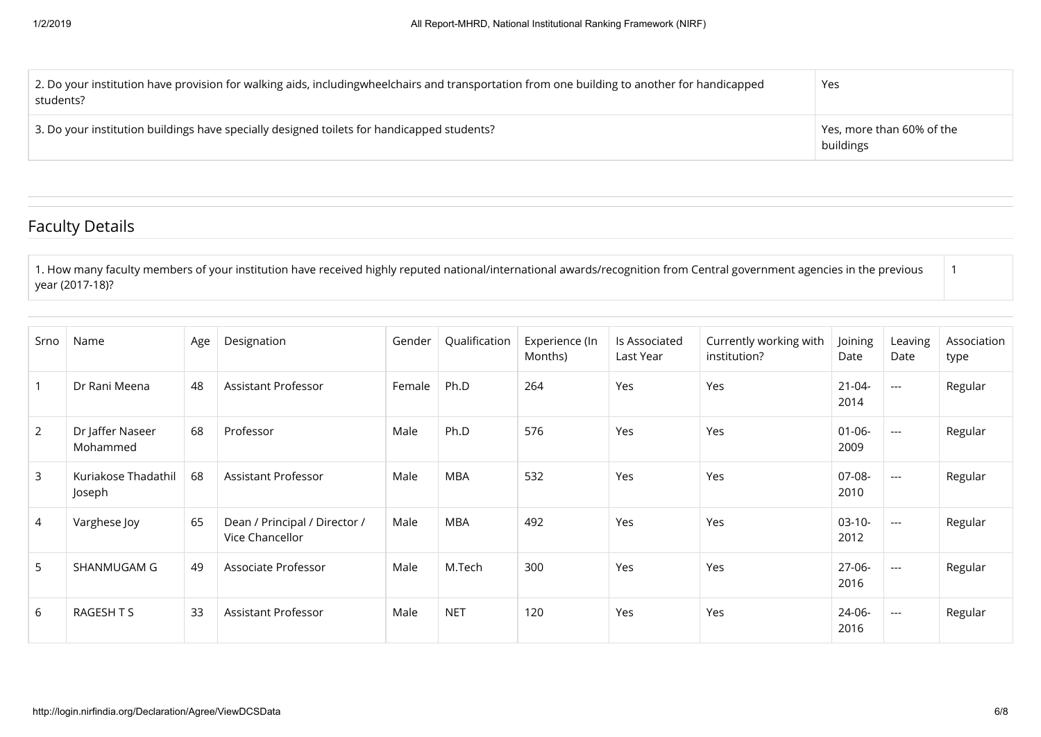| | |
|---|---|
| 2. Do your institution have provision for walking aids, includingwheelchairs and transportation from one building to another for handicapped students? | Yes |
| 3. Do your institution buildings have specially designed toilets for handicapped students? | Yes, more than 60% of the buildings |

## Faculty Details

| | |
|---|---|
| 1. How many faculty members of your institution have received highly reputed national/international awards/recognition from Central government agencies in the previous year (2017-18)? | 1 |

| Srno | Name | Age | Designation | Gender | Qualification | Experience (In Months) | Is Associated Last Year | Currently working with institution? | Joining Date | Leaving Date | Association type |
|---|---|---|---|---|---|---|---|---|---|---|---|
| 1 | Dr Rani Meena | 48 | Assistant Professor | Female | Ph.D | 264 | Yes | Yes | 21-04-2014 | --- | Regular |
| 2 | Dr Jaffer Naseer Mohammed | 68 | Professor | Male | Ph.D | 576 | Yes | Yes | 01-06-2009 | --- | Regular |
| 3 | Kuriakose Thadathil Joseph | 68 | Assistant Professor | Male | MBA | 532 | Yes | Yes | 07-08-2010 | --- | Regular |
| 4 | Varghese Joy | 65 | Dean / Principal / Director / Vice Chancellor | Male | MBA | 492 | Yes | Yes | 03-10-2012 | --- | Regular |
| 5 | SHANMUGAM G | 49 | Associate Professor | Male | M.Tech | 300 | Yes | Yes | 27-06-2016 | --- | Regular |
| 6 | RAGESH T S | 33 | Assistant Professor | Male | NET | 120 | Yes | Yes | 24-06-2016 | --- | Regular |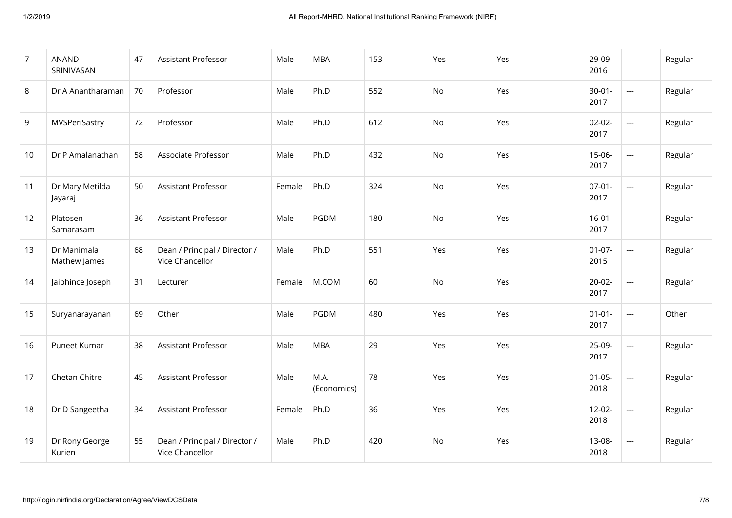| 7 | ANAND SRINIVASAN | 47 | Assistant Professor | Male | MBA | 153 | Yes | Yes | 29-09-2016 | --- | Regular |
|---|---|---|---|---|---|---|---|---|---|---|---|
| 8 | Dr A Anantharaman | 70 | Professor | Male | Ph.D | 552 | No | Yes | 30-01-2017 | --- | Regular |
| 9 | MVSPeriSastry | 72 | Professor | Male | Ph.D | 612 | No | Yes | 02-02-2017 | --- | Regular |
| 10 | Dr P Amalanathan | 58 | Associate Professor | Male | Ph.D | 432 | No | Yes | 15-06-2017 | --- | Regular |
| 11 | Dr Mary Metilda Jayaraj | 50 | Assistant Professor | Female | Ph.D | 324 | No | Yes | 07-01-2017 | --- | Regular |
| 12 | Platosen Samarasam | 36 | Assistant Professor | Male | PGDM | 180 | No | Yes | 16-01-2017 | --- | Regular |
| 13 | Dr Manimala Mathew James | 68 | Dean / Principal / Director / Vice Chancellor | Male | Ph.D | 551 | Yes | Yes | 01-07-2015 | --- | Regular |
| 14 | Jaiphince Joseph | 31 | Lecturer | Female | M.COM | 60 | No | Yes | 20-02-2017 | --- | Regular |
| 15 | Suryanarayanan | 69 | Other | Male | PGDM | 480 | Yes | Yes | 01-01-2017 | --- | Other |
| 16 | Puneet Kumar | 38 | Assistant Professor | Male | MBA | 29 | Yes | Yes | 25-09-2017 | --- | Regular |
| 17 | Chetan Chitre | 45 | Assistant Professor | Male | M.A. (Economics) | 78 | Yes | Yes | 01-05-2018 | --- | Regular |
| 18 | Dr D Sangeetha | 34 | Assistant Professor | Female | Ph.D | 36 | Yes | Yes | 12-02-2018 | --- | Regular |
| 19 | Dr Rony George Kurien | 55 | Dean / Principal / Director / Vice Chancellor | Male | Ph.D | 420 | No | Yes | 13-08-2018 | --- | Regular |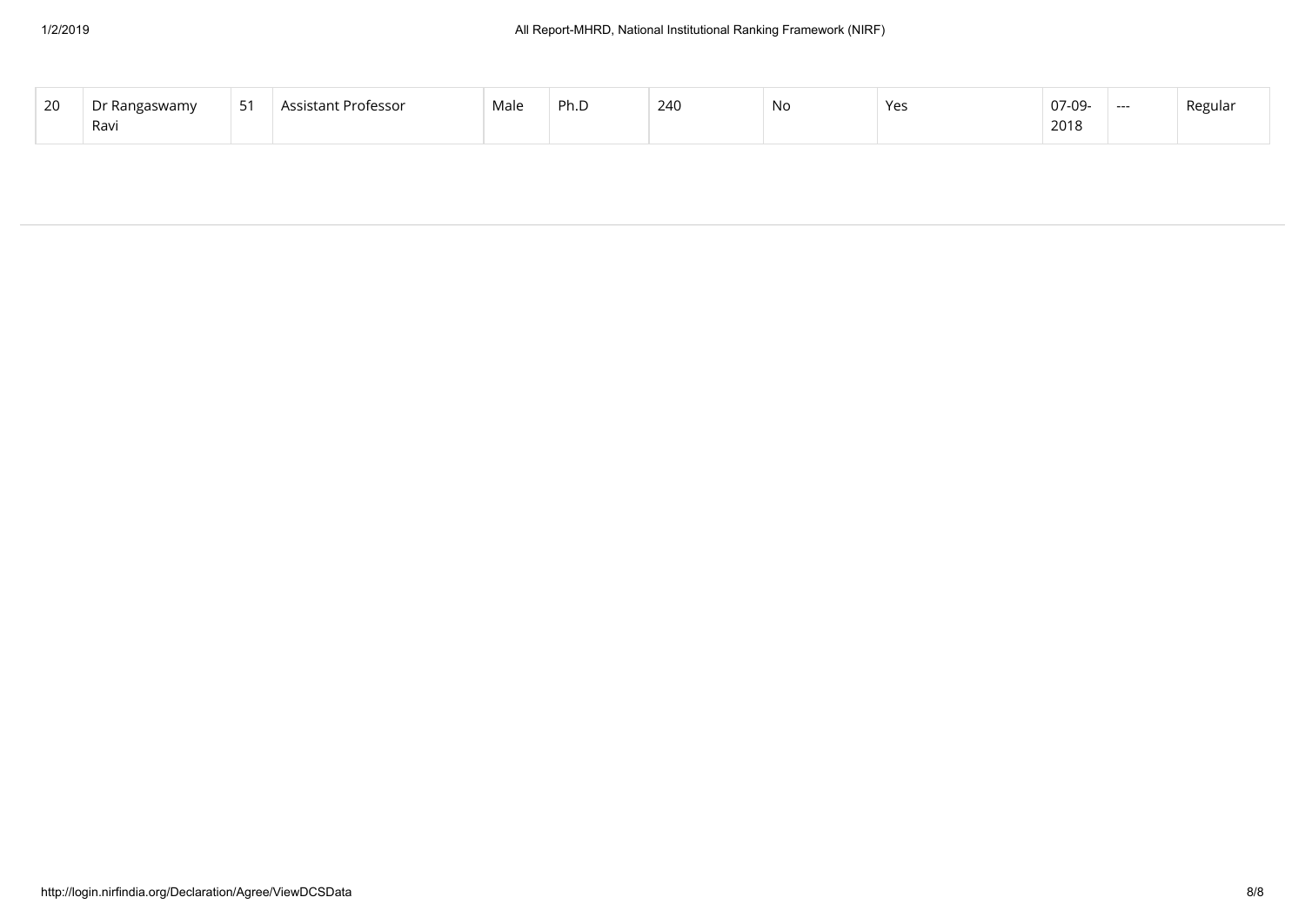| | | | | | | | | | | | | |
|---|---|---|---|---|---|---|---|---|---|---|---|---|
| 20 | Dr Rangaswamy Ravi | 51 | Assistant Professor | Male | Ph.D | 240 | No | Yes | 07-09-2018 | --- | Regular |